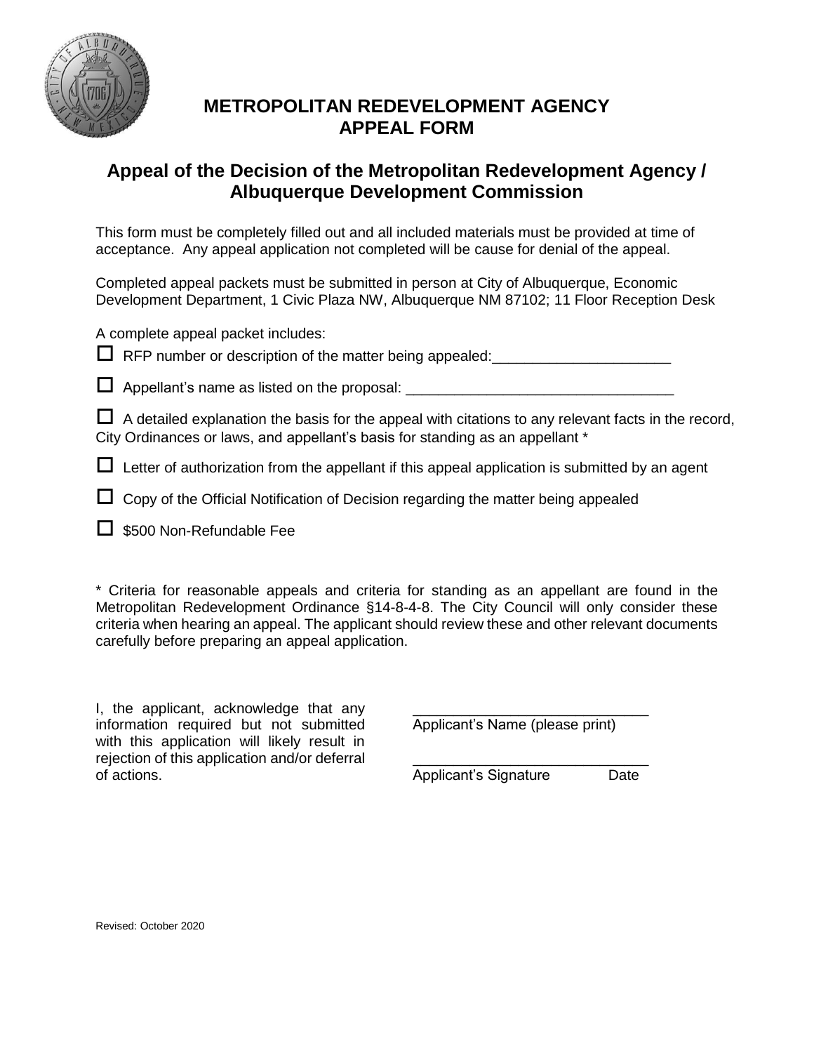# METROPOLITAN REDEVELOPMENT AGENCY APPEAL FORM

## Appeal of the Decision of the Metropolitan Redevelopment Agency / Albuquerque Development Commission

This form must be completely filled out and all included materials must be provided at time of acceptance. Any appeal application not completed will be cause for denial of the appeal.

Completed appeal packets must be submitted in person at City of Albuquerque, Economic Development Department, 1 Civic Plaza NW, Albuquerque NM 87102; 11 Floor Reception Desk

A complete appeal packet includes:

- ☐ RFP number or description of the matter being appealed:______________________
- ☐ Appellant's name as listed on the proposal: _________________________________
- ☐ A detailed explanation the basis for the appeal with citations to any relevant facts in the record, City Ordinances or laws, and appellant's basis for standing as an appellant *
- ☐ Letter of authorization from the appellant if this appeal application is submitted by an agent
- ☐ Copy of the Official Notification of Decision regarding the matter being appealed
- ☐ $500 Non-Refundable Fee

* Criteria for reasonable appeals and criteria for standing as an appellant are found in the Metropolitan Redevelopment Ordinance §14-8-4-8. The City Council will only consider these criteria when hearing an appeal. The applicant should review these and other relevant documents carefully before preparing an appeal application.

I, the applicant, acknowledge that any information required but not submitted with this application will likely result in rejection of this application and/or deferral of actions.

_____________________________
Applicant's Name (please print)

_____________________________
Applicant's Signature Date

Revised: October 2020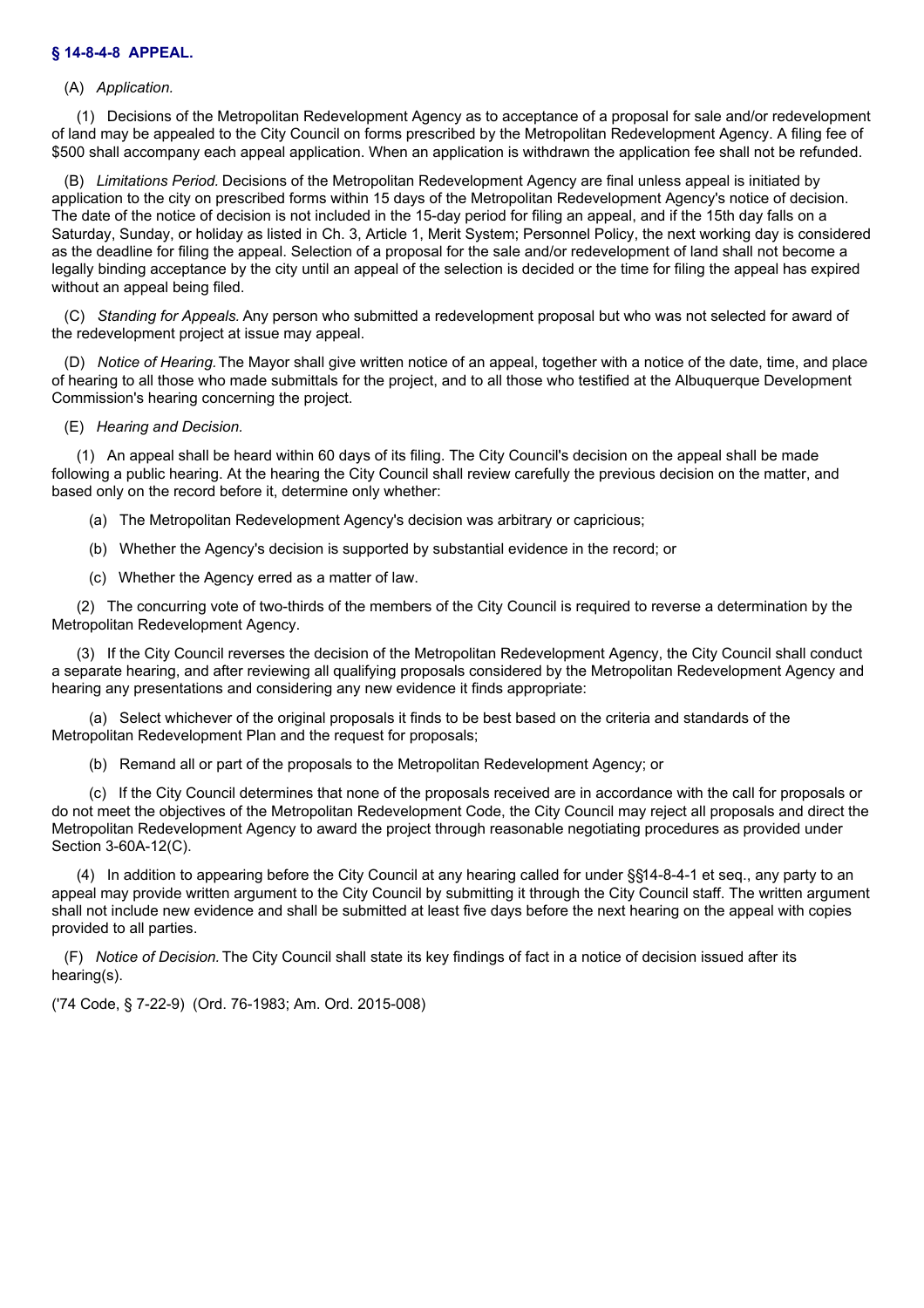### § 14-8-4-8 APPEAL.

(A) *Application.*

(1) Decisions of the Metropolitan Redevelopment Agency as to acceptance of a proposal for sale and/or redevelopment of land may be appealed to the City Council on forms prescribed by the Metropolitan Redevelopment Agency. A filing fee of $500 shall accompany each appeal application. When an application is withdrawn the application fee shall not be refunded.

(B) *Limitations Period.* Decisions of the Metropolitan Redevelopment Agency are final unless appeal is initiated by application to the city on prescribed forms within 15 days of the Metropolitan Redevelopment Agency's notice of decision. The date of the notice of decision is not included in the 15-day period for filing an appeal, and if the 15th day falls on a Saturday, Sunday, or holiday as listed in Ch. 3, Article 1, Merit System; Personnel Policy, the next working day is considered as the deadline for filing the appeal. Selection of a proposal for the sale and/or redevelopment of land shall not become a legally binding acceptance by the city until an appeal of the selection is decided or the time for filing the appeal has expired without an appeal being filed.

(C) *Standing for Appeals.* Any person who submitted a redevelopment proposal but who was not selected for award of the redevelopment project at issue may appeal.

(D) *Notice of Hearing.* The Mayor shall give written notice of an appeal, together with a notice of the date, time, and place of hearing to all those who made submittals for the project, and to all those who testified at the Albuquerque Development Commission's hearing concerning the project.

(E) *Hearing and Decision.*

(1) An appeal shall be heard within 60 days of its filing. The City Council's decision on the appeal shall be made following a public hearing. At the hearing the City Council shall review carefully the previous decision on the matter, and based only on the record before it, determine only whether:

(a) The Metropolitan Redevelopment Agency's decision was arbitrary or capricious;

(b) Whether the Agency's decision is supported by substantial evidence in the record; or

(c) Whether the Agency erred as a matter of law.

(2) The concurring vote of two-thirds of the members of the City Council is required to reverse a determination by the Metropolitan Redevelopment Agency.

(3) If the City Council reverses the decision of the Metropolitan Redevelopment Agency, the City Council shall conduct a separate hearing, and after reviewing all qualifying proposals considered by the Metropolitan Redevelopment Agency and hearing any presentations and considering any new evidence it finds appropriate:

(a) Select whichever of the original proposals it finds to be best based on the criteria and standards of the Metropolitan Redevelopment Plan and the request for proposals;

(b) Remand all or part of the proposals to the Metropolitan Redevelopment Agency; or

(c) If the City Council determines that none of the proposals received are in accordance with the call for proposals or do not meet the objectives of the Metropolitan Redevelopment Code, the City Council may reject all proposals and direct the Metropolitan Redevelopment Agency to award the project through reasonable negotiating procedures as provided under Section 3-60A-12(C).

(4) In addition to appearing before the City Council at any hearing called for under §§14-8-4-1 et seq., any party to an appeal may provide written argument to the City Council by submitting it through the City Council staff. The written argument shall not include new evidence and shall be submitted at least five days before the next hearing on the appeal with copies provided to all parties.

(F) *Notice of Decision.* The City Council shall state its key findings of fact in a notice of decision issued after its hearing(s).

('74 Code, § 7-22-9) (Ord. 76-1983; Am. Ord. 2015-008)